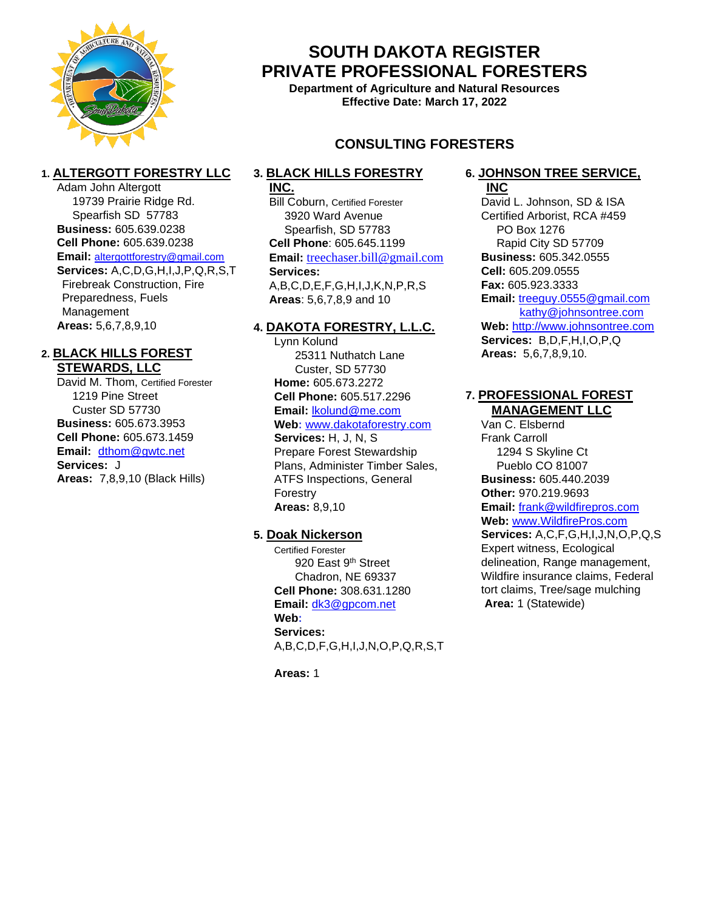# SOUTH DAKOTA REGISTER
# PRIVATE PROFESSIONAL FORESTERS

**Department of Agriculture and Natural Resources**
**Effective Date: March 17, 2022**

## CONSULTING FORESTERS

### 1. ALTERGOTT FORESTRY LLC

Adam John Altergott
19739 Prairie Ridge Rd.
Spearfish SD 57783
**Business:** 605.639.0238
**Cell Phone:** 605.639.0238
**Email:** altergottforestry@gmail.com
**Services:** A,C,D,G,H,I,J,P,Q,R,S,T
Firebreak Construction, Fire Preparedness, Fuels Management
**Areas:** 5,6,7,8,9,10

### 2. BLACK HILLS FOREST STEWARDS, LLC

David M. Thom, Certified Forester
1219 Pine Street
Custer SD 57730
**Business:** 605.673.3953
**Cell Phone:** 605.673.1459
**Email:** dthom@gwtc.net
**Services:** J
**Areas:** 7,8,9,10 (Black Hills)

### 3. BLACK HILLS FORESTRY INC.

Bill Coburn, Certified Forester
3920 Ward Avenue
Spearfish, SD 57783
**Cell Phone**: 605.645.1199
**Email:** treechaser.bill@gmail.com
**Services:**
A,B,C,D,E,F,G,H,I,J,K,N,P,R,S
**Areas**: 5,6,7,8,9 and 10

### 4. DAKOTA FORESTRY, L.L.C.

Lynn Kolund
25311 Nuthatch Lane
Custer, SD 57730
**Home:** 605.673.2272
**Cell Phone:** 605.517.2296
**Email:** lkolund@me.com
**Web:** www.dakotaforestry.com
**Services:** H, J, N, S
Prepare Forest Stewardship Plans, Administer Timber Sales, ATFS Inspections, General Forestry
**Areas:** 8,9,10

### 5. Doak Nickerson

Certified Forester
920 East 9th Street
Chadron, NE 69337
**Cell Phone:** 308.631.1280
**Email:** dk3@gpcom.net
**Web:**
**Services:**
A,B,C,D,F,G,H,I,J,N,O,P,Q,R,S,T

**Areas:** 1

### 6. JOHNSON TREE SERVICE, INC

David L. Johnson, SD & ISA Certified Arborist, RCA #459
PO Box 1276
Rapid City SD 57709
**Business:** 605.342.0555
**Cell:** 605.209.0555
**Fax:** 605.923.3333
**Email:** treeguy.0555@gmail.com
kathy@johnsontree.com
**Web:** http://www.johnsontree.com
**Services:** B,D,F,H,I,O,P,Q
**Areas:** 5,6,7,8,9,10.

### 7. PROFESSIONAL FOREST MANAGEMENT LLC

Van C. Elsbernd
Frank Carroll
1294 S Skyline Ct
Pueblo CO 81007
**Business:** 605.440.2039
**Other:** 970.219.9693
**Email:** frank@wildfirepros.com
**Web:** www.WildfirePros.com
**Services:** A,C,F,G,H,I,J,N,O,P,Q,S
Expert witness, Ecological delineation, Range management, Wildfire insurance claims, Federal tort claims, Tree/sage mulching
**Area:** 1 (Statewide)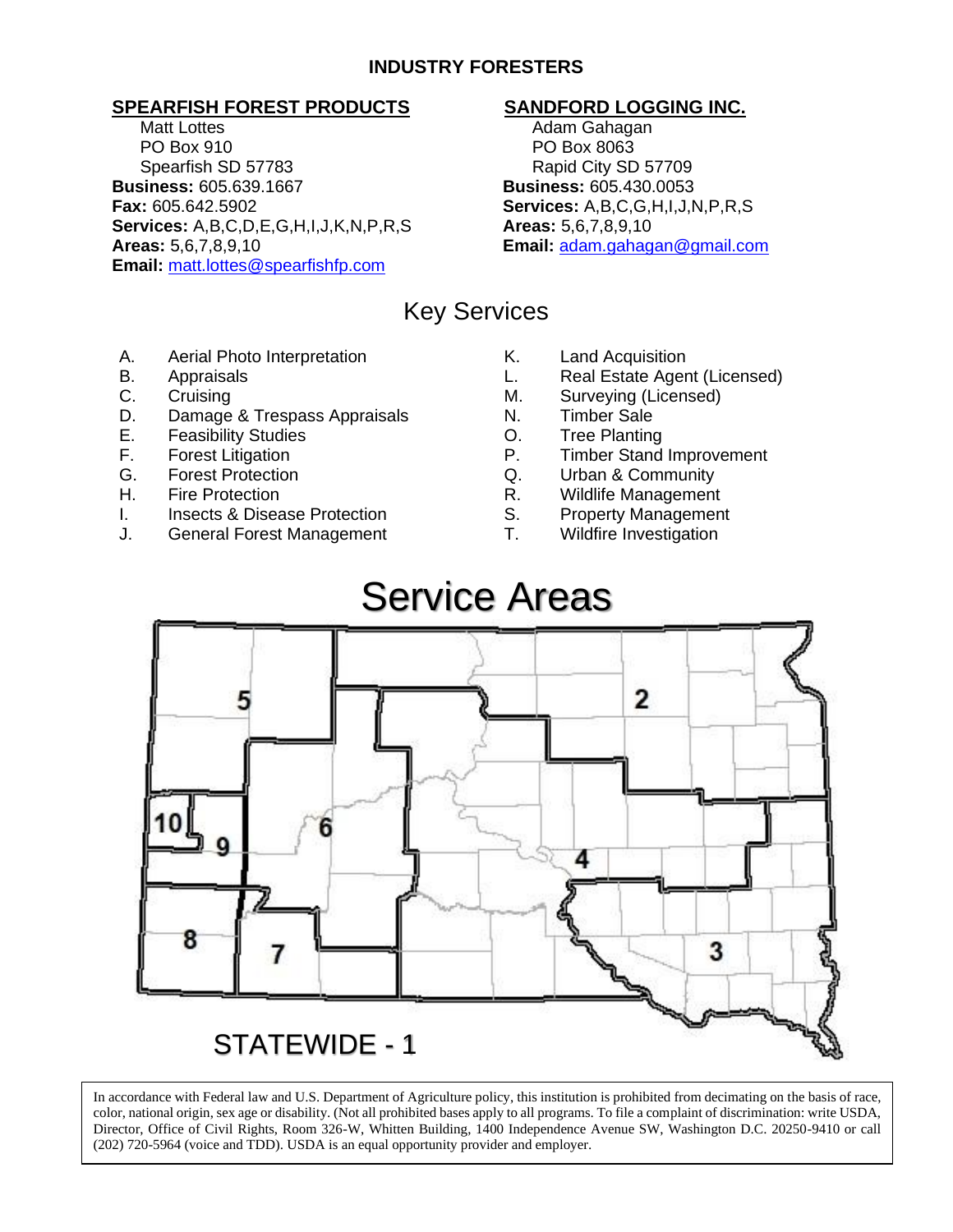## INDUSTRY FORESTERS

### SPEARFISH FOREST PRODUCTS

Matt Lottes
PO Box 910
Spearfish SD 57783
**Business:** 605.639.1667
**Fax:** 605.642.5902
**Services:** A,B,C,D,E,G,H,I,J,K,N,P,R,S
**Areas:** 5,6,7,8,9,10
**Email:** matt.lottes@spearfishfp.com

### SANDFORD LOGGING INC.

Adam Gahagan
PO Box 8063
Rapid City SD 57709
**Business:** 605.430.0053
**Services:** A,B,C,G,H,I,J,N,P,R,S
**Areas:** 5,6,7,8,9,10
**Email:** adam.gahagan@gmail.com

## Key Services

A. Aerial Photo Interpretation
B. Appraisals
C. Cruising
D. Damage & Trespass Appraisals
E. Feasibility Studies
F. Forest Litigation
G. Forest Protection
H. Fire Protection
I. Insects & Disease Protection
J. General Forest Management
K. Land Acquisition
L. Real Estate Agent (Licensed)
M. Surveying (Licensed)
N. Timber Sale
O. Tree Planting
P. Timber Stand Improvement
Q. Urban & Community
R. Wildlife Management
S. Property Management
T. Wildfire Investigation

## Service Areas

5
2
10
9
6
4
8
7
3

STATEWIDE - 1

In accordance with Federal law and U.S. Department of Agriculture policy, this institution is prohibited from decimating on the basis of race, color, national origin, sex age or disability. (Not all prohibited bases apply to all programs. To file a complaint of discrimination: write USDA, Director, Office of Civil Rights, Room 326-W, Whitten Building, 1400 Independence Avenue SW, Washington D.C. 20250-9410 or call (202) 720-5964 (voice and TDD). USDA is an equal opportunity provider and employer.